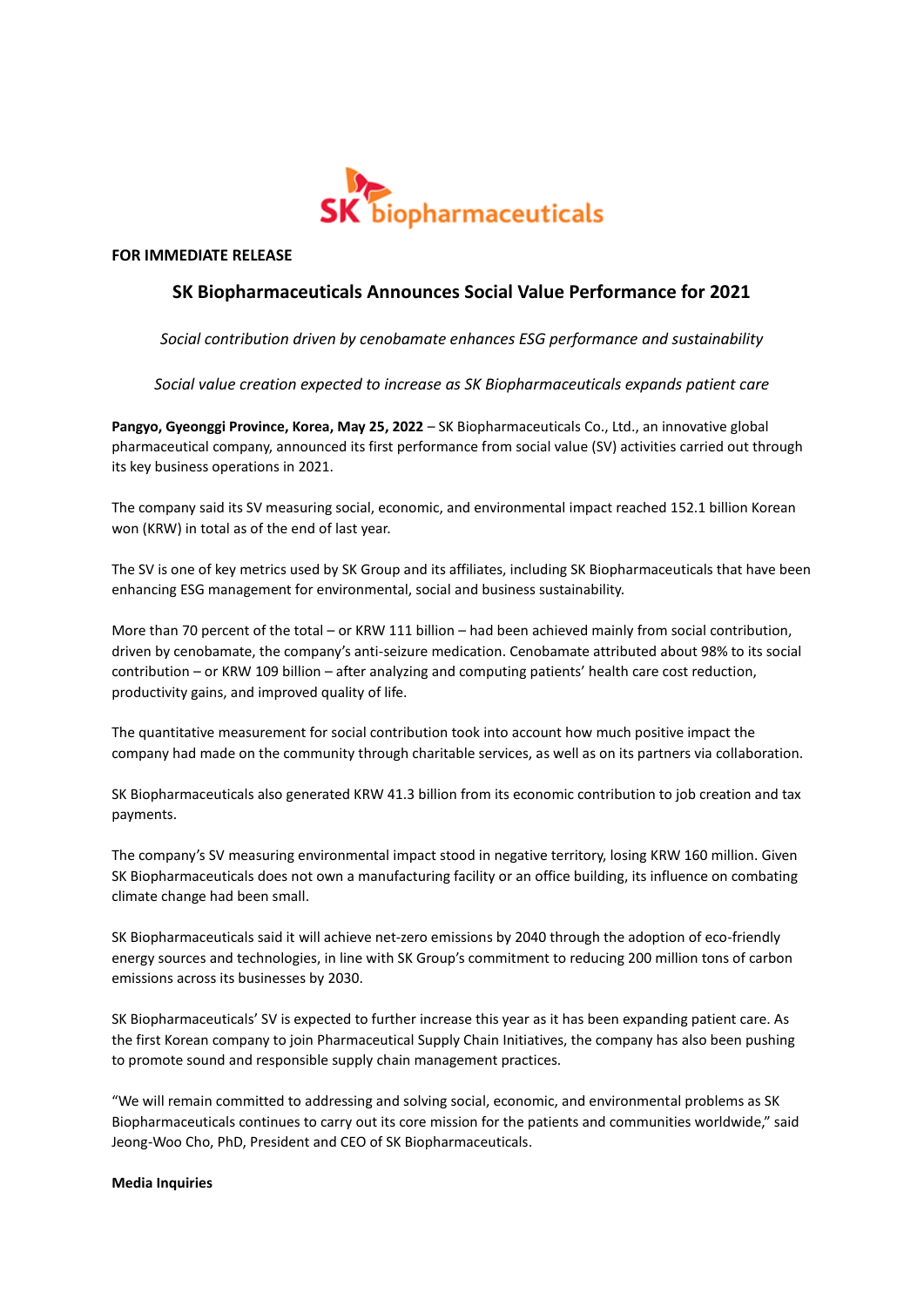**FOR IMMEDIATE RELEASE**

# SK Biopharmaceuticals Announces Social Value Performance for 2021

*Social contribution driven by cenobamate enhances ESG performance and sustainability*

*Social value creation expected to increase as SK Biopharmaceuticals expands patient care*

**Pangyo, Gyeonggi Province, Korea, May 25, 2022** – SK Biopharmaceuticals Co., Ltd., an innovative global pharmaceutical company, announced its first performance from social value (SV) activities carried out through its key business operations in 2021.

The company said its SV measuring social, economic, and environmental impact reached 152.1 billion Korean won (KRW) in total as of the end of last year.

The SV is one of key metrics used by SK Group and its affiliates, including SK Biopharmaceuticals that have been enhancing ESG management for environmental, social and business sustainability.

More than 70 percent of the total – or KRW 111 billion – had been achieved mainly from social contribution, driven by cenobamate, the company's anti-seizure medication. Cenobamate attributed about 98% to its social contribution – or KRW 109 billion – after analyzing and computing patients' health care cost reduction, productivity gains, and improved quality of life.

The quantitative measurement for social contribution took into account how much positive impact the company had made on the community through charitable services, as well as on its partners via collaboration.

SK Biopharmaceuticals also generated KRW 41.3 billion from its economic contribution to job creation and tax payments.

The company's SV measuring environmental impact stood in negative territory, losing KRW 160 million. Given SK Biopharmaceuticals does not own a manufacturing facility or an office building, its influence on combating climate change had been small.

SK Biopharmaceuticals said it will achieve net-zero emissions by 2040 through the adoption of eco-friendly energy sources and technologies, in line with SK Group's commitment to reducing 200 million tons of carbon emissions across its businesses by 2030.

SK Biopharmaceuticals' SV is expected to further increase this year as it has been expanding patient care. As the first Korean company to join Pharmaceutical Supply Chain Initiatives, the company has also been pushing to promote sound and responsible supply chain management practices.

"We will remain committed to addressing and solving social, economic, and environmental problems as SK Biopharmaceuticals continues to carry out its core mission for the patients and communities worldwide," said Jeong-Woo Cho, PhD, President and CEO of SK Biopharmaceuticals.

**Media Inquiries**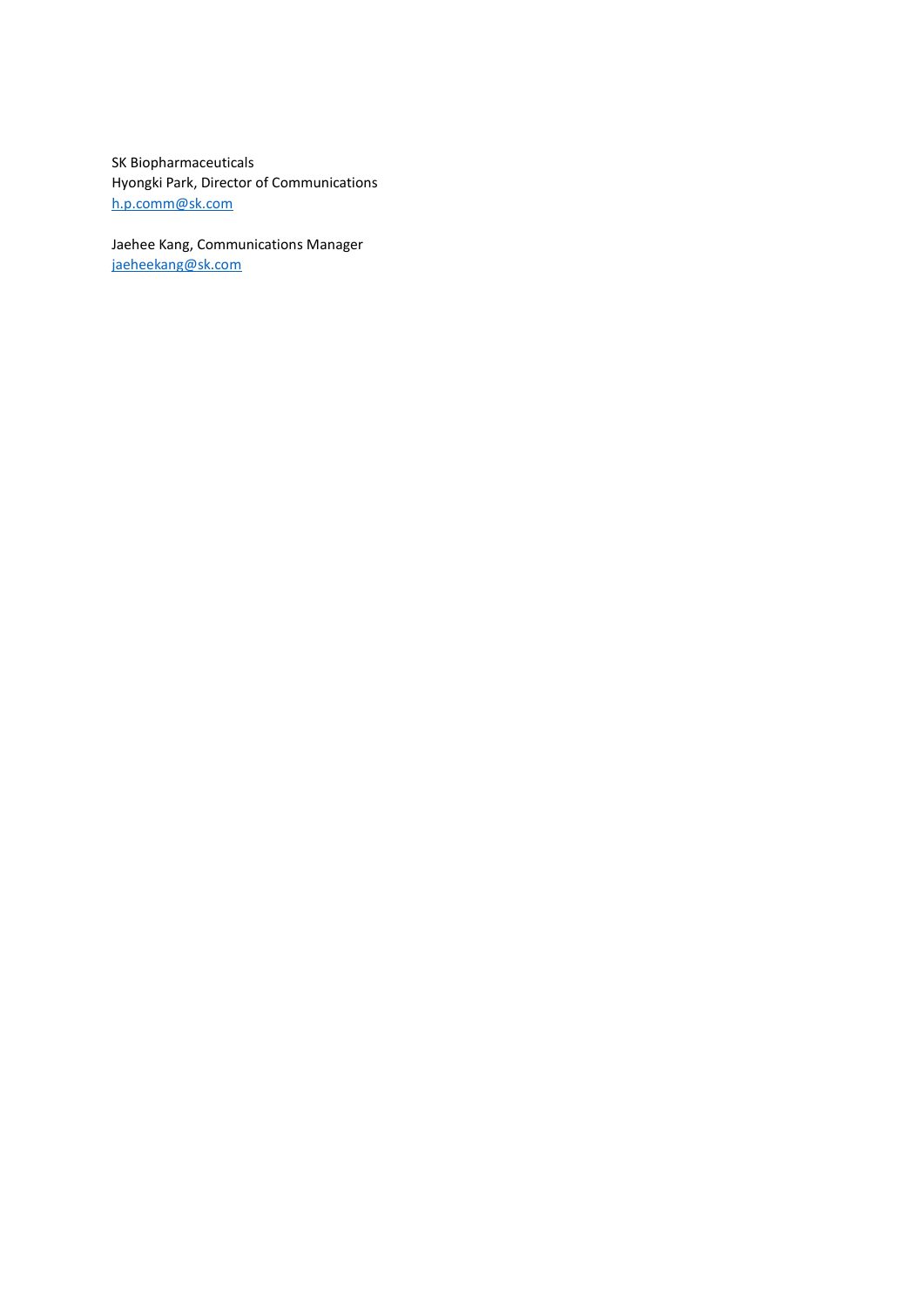SK Biopharmaceuticals
Hyongki Park, Director of Communications
h.p.comm@sk.com

Jaehee Kang, Communications Manager
jaeheekang@sk.com